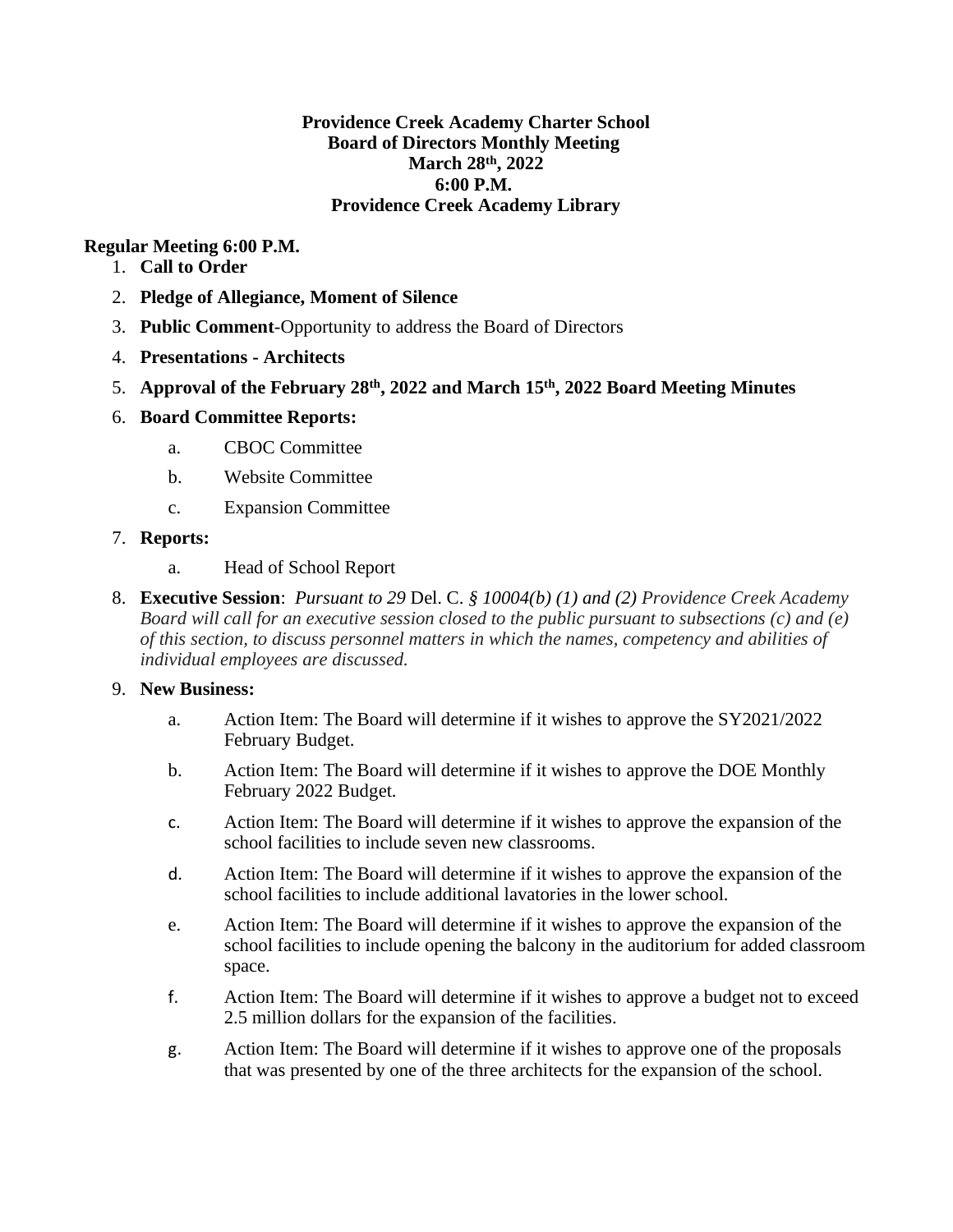**Providence Creek Academy Charter School**
**Board of Directors Monthly Meeting**
**March 28th, 2022**
**6:00 P.M.**
**Providence Creek Academy Library**

**Regular Meeting 6:00 P.M.**

1. **Call to Order**
2. **Pledge of Allegiance, Moment of Silence**
3. **Public Comment**-Opportunity to address the Board of Directors
4. **Presentations - Architects**
5. **Approval of the February 28th, 2022 and March 15th, 2022 Board Meeting Minutes**
6. **Board Committee Reports:**
   a. CBOC Committee
   b. Website Committee
   c. Expansion Committee
7. **Reports:**
   a. Head of School Report
8. **Executive Session**: *Pursuant to 29* Del. C. *§ 10004(b) (1) and (2) Providence Creek Academy Board will call for an executive session closed to the public pursuant to subsections (c) and (e) of this section, to discuss personnel matters in which the names, competency and abilities of individual employees are discussed.*
9. **New Business:**
   a. Action Item: The Board will determine if it wishes to approve the SY2021/2022 February Budget.
   b. Action Item: The Board will determine if it wishes to approve the DOE Monthly February 2022 Budget.
   c. Action Item: The Board will determine if it wishes to approve the expansion of the school facilities to include seven new classrooms.
   d. Action Item: The Board will determine if it wishes to approve the expansion of the school facilities to include additional lavatories in the lower school.
   e. Action Item: The Board will determine if it wishes to approve the expansion of the school facilities to include opening the balcony in the auditorium for added classroom space.
   f. Action Item: The Board will determine if it wishes to approve a budget not to exceed 2.5 million dollars for the expansion of the facilities.
   g. Action Item: The Board will determine if it wishes to approve one of the proposals that was presented by one of the three architects for the expansion of the school.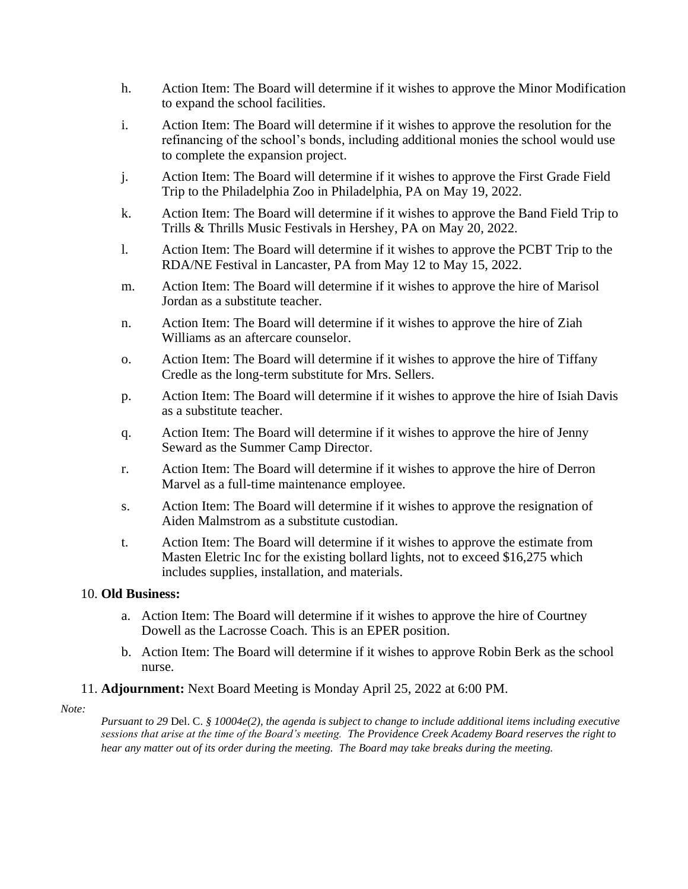h. Action Item: The Board will determine if it wishes to approve the Minor Modification to expand the school facilities.

i. Action Item: The Board will determine if it wishes to approve the resolution for the refinancing of the school's bonds, including additional monies the school would use to complete the expansion project.

j. Action Item: The Board will determine if it wishes to approve the First Grade Field Trip to the Philadelphia Zoo in Philadelphia, PA on May 19, 2022.

k. Action Item: The Board will determine if it wishes to approve the Band Field Trip to Trills & Thrills Music Festivals in Hershey, PA on May 20, 2022.

l. Action Item: The Board will determine if it wishes to approve the PCBT Trip to the RDA/NE Festival in Lancaster, PA from May 12 to May 15, 2022.

m. Action Item: The Board will determine if it wishes to approve the hire of Marisol Jordan as a substitute teacher.

n. Action Item: The Board will determine if it wishes to approve the hire of Ziah Williams as an aftercare counselor.

o. Action Item: The Board will determine if it wishes to approve the hire of Tiffany Credle as the long-term substitute for Mrs. Sellers.

p. Action Item: The Board will determine if it wishes to approve the hire of Isiah Davis as a substitute teacher.

q. Action Item: The Board will determine if it wishes to approve the hire of Jenny Seward as the Summer Camp Director.

r. Action Item: The Board will determine if it wishes to approve the hire of Derron Marvel as a full-time maintenance employee.

s. Action Item: The Board will determine if it wishes to approve the resignation of Aiden Malmstrom as a substitute custodian.

t. Action Item: The Board will determine if it wishes to approve the estimate from Masten Eletric Inc for the existing bollard lights, not to exceed $16,275 which includes supplies, installation, and materials.

10. **Old Business:**

    a. Action Item: The Board will determine if it wishes to approve the hire of Courtney Dowell as the Lacrosse Coach. This is an EPER position.

    b. Action Item: The Board will determine if it wishes to approve Robin Berk as the school nurse.

11. **Adjournment:** Next Board Meeting is Monday April 25, 2022 at 6:00 PM.

*Note:*

*Pursuant to 29* Del. C. *§ 10004e(2), the agenda is subject to change to include additional items including executive sessions that arise at the time of the Board's meeting. The Providence Creek Academy Board reserves the right to hear any matter out of its order during the meeting. The Board may take breaks during the meeting.*